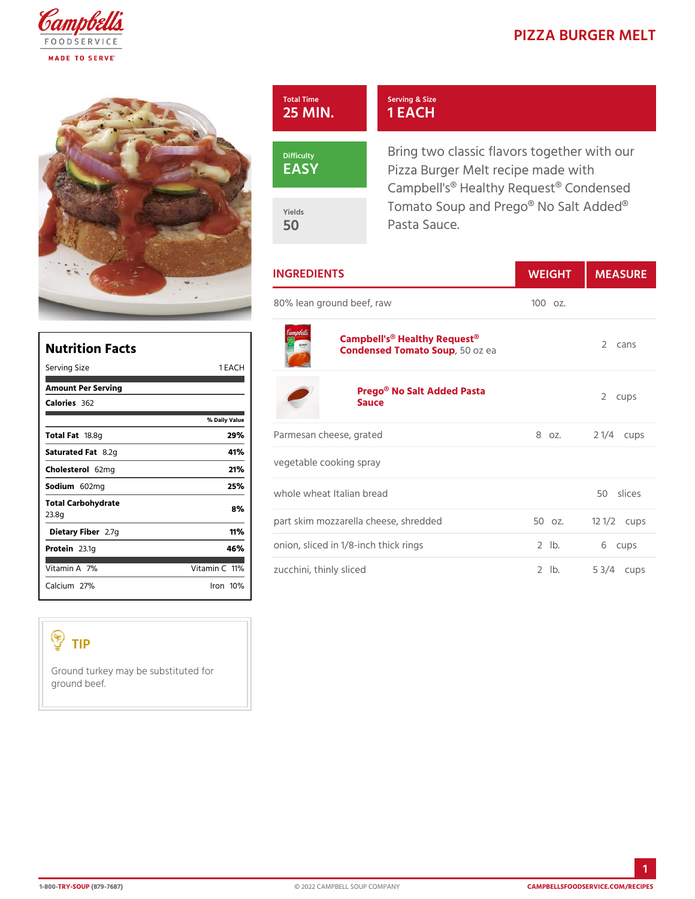# PIZZA BURGER MELT

**Total Time:** 25 MIN.

**Serving & Size:** 1 EACH

**Difficulty:** EASY

**Yields:** 50

Bring two classic flavors together with our Pizza Burger Melt recipe made with Campbell's® Healthy Request® Condensed Tomato Soup and Prego® No Salt Added® Pasta Sauce.

## Nutrition Facts

| Serving Size | 1 EACH |
|---|---|
| **Amount Per Serving** | |
| **Calories** 362 | |
| | % Daily Value |
| **Total Fat** 18.8g | 29% |
| **Saturated Fat** 8.2g | 41% |
| **Cholesterol** 62mg | 21% |
| **Sodium** 602mg | 25% |
| **Total Carbohydrate** 23.8g | 8% |
| **Dietary Fiber** 2.7g | 11% |
| **Protein** 23.1g | 46% |
| Vitamin A 7% | Vitamin C 11% |
| Calcium 27% | Iron 10% |

## TIP

Ground turkey may be substituted for ground beef.

## INGREDIENTS

| Ingredient | Weight | Measure |
|---|---|---|
| 80% lean ground beef, raw | 100 oz. | |
| **Campbell's® Healthy Request® Condensed Tomato Soup**, 50 oz ea | | 2 cans |
| **Prego® No Salt Added Pasta Sauce** | | 2 cups |
| Parmesan cheese, grated | 8 oz. | 2 1/4 cups |
| vegetable cooking spray | | |
| whole wheat Italian bread | | 50 slices |
| part skim mozzarella cheese, shredded | 50 oz. | 12 1/2 cups |
| onion, sliced in 1/8-inch thick rings | 2 lb. | 6 cups |
| zucchini, thinly sliced | 2 lb. | 5 3/4 cups |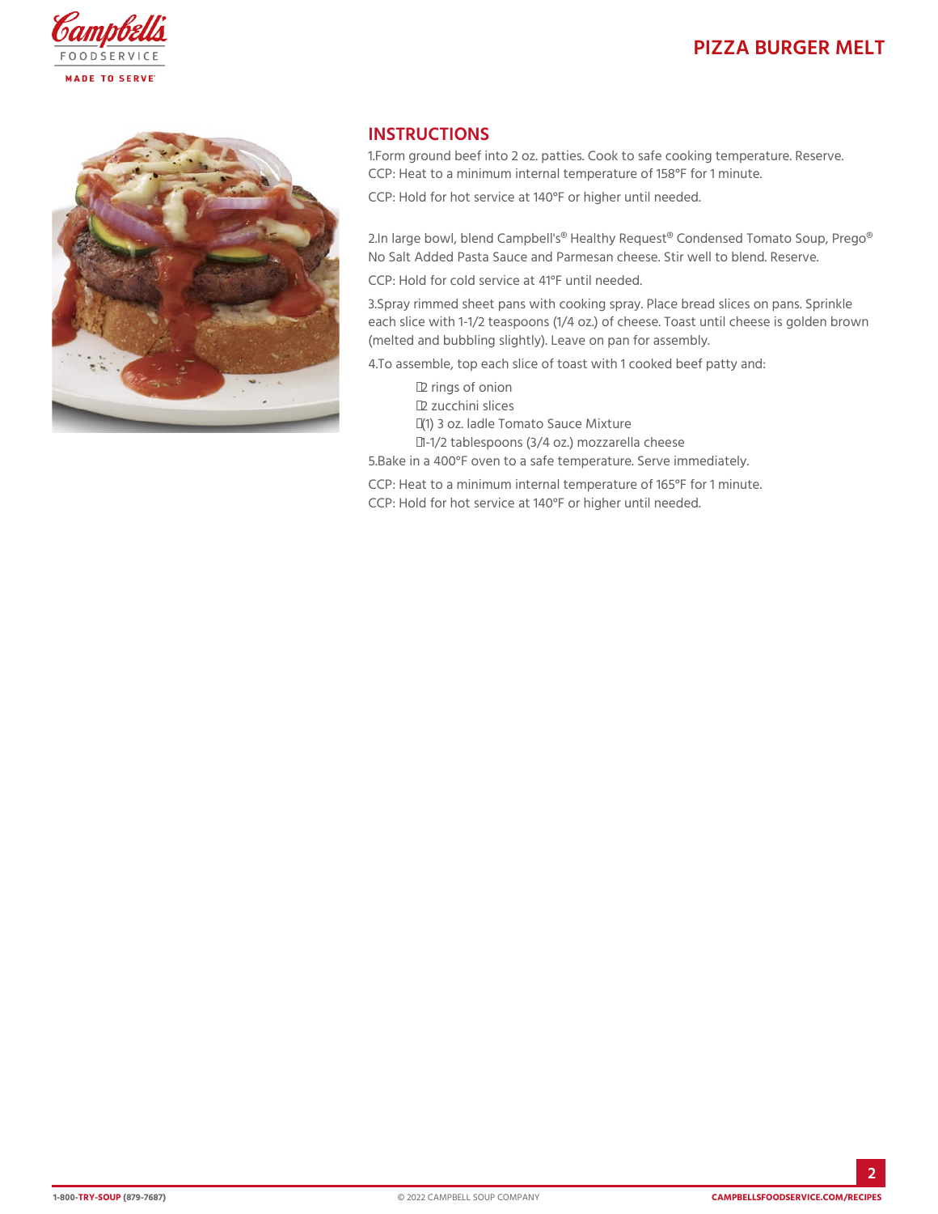## INSTRUCTIONS

1.Form ground beef into 2 oz. patties. Cook to safe cooking temperature. Reserve.
CCP: Heat to a minimum internal temperature of 158°F for 1 minute.

CCP: Hold for hot service at 140°F or higher until needed.

2.In large bowl, blend Campbell's® Healthy Request® Condensed Tomato Soup, Prego® No Salt Added Pasta Sauce and Parmesan cheese. Stir well to blend. Reserve.

CCP: Hold for cold service at 41°F until needed.

3.Spray rimmed sheet pans with cooking spray. Place bread slices on pans. Sprinkle each slice with 1-1/2 teaspoons (1/4 oz.) of cheese. Toast until cheese is golden brown (melted and bubbling slightly). Leave on pan for assembly.

4.To assemble, top each slice of toast with 1 cooked beef patty and:

- 2 rings of onion
- 2 zucchini slices
- (1) 3 oz. ladle Tomato Sauce Mixture
- 1-1/2 tablespoons (3/4 oz.) mozzarella cheese

5.Bake in a 400°F oven to a safe temperature. Serve immediately.

CCP: Heat to a minimum internal temperature of 165°F for 1 minute.
CCP: Hold for hot service at 140°F or higher until needed.